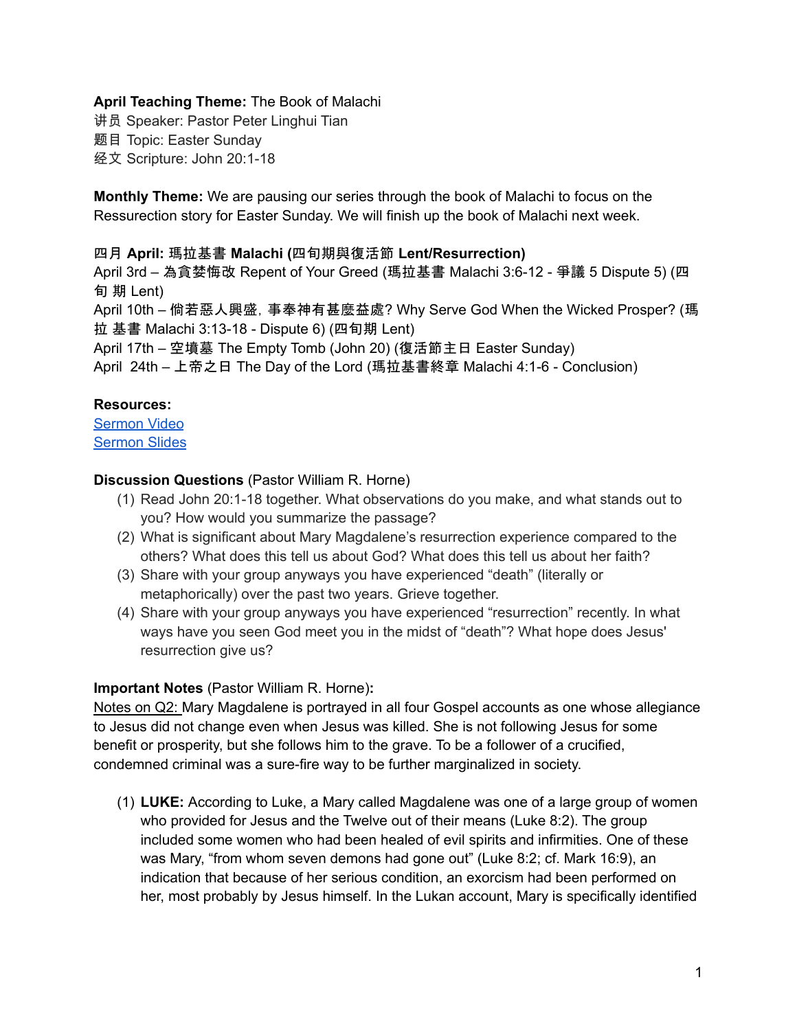**April Teaching Theme:** The Book of Malachi
讲员 Speaker: Pastor Peter Linghui Tian
题目 Topic: Easter Sunday
经文 Scripture: John 20:1-18

**Monthly Theme:** We are pausing our series through the book of Malachi to focus on the Ressurection story for Easter Sunday. We will finish up the book of Malachi next week.

**四月 April: 瑪拉基書 Malachi (四旬期與復活節 Lent/Resurrection)**
April 3rd – 為貪婪悔改 Repent of Your Greed (瑪拉基書 Malachi 3:6-12 - 爭議 5 Dispute 5) (四旬 期 Lent)
April 10th – 倘若惡人興盛，事奉神有甚麼益處? Why Serve God When the Wicked Prosper? (瑪拉 基書 Malachi 3:13-18 - Dispute 6) (四旬期 Lent)
April 17th – 空墳墓 The Empty Tomb (John 20) (復活節主日 Easter Sunday)
April 24th – 上帝之日 The Day of the Lord (瑪拉基書終章 Malachi 4:1-6 - Conclusion)

**Resources:**
Sermon Video
Sermon Slides

**Discussion Questions** (Pastor William R. Horne)

1. Read John 20:1-18 together. What observations do you make, and what stands out to you? How would you summarize the passage?
2. What is significant about Mary Magdalene's resurrection experience compared to the others? What does this tell us about God? What does this tell us about her faith?
3. Share with your group anyways you have experienced "death" (literally or metaphorically) over the past two years. Grieve together.
4. Share with your group anyways you have experienced "resurrection" recently. In what ways have you seen God meet you in the midst of "death"? What hope does Jesus' resurrection give us?

**Important Notes** (Pastor William R. Horne)**:**
Notes on Q2: Mary Magdalene is portrayed in all four Gospel accounts as one whose allegiance to Jesus did not change even when Jesus was killed. She is not following Jesus for some benefit or prosperity, but she follows him to the grave. To be a follower of a crucified, condemned criminal was a sure-fire way to be further marginalized in society.

1. **LUKE:** According to Luke, a Mary called Magdalene was one of a large group of women who provided for Jesus and the Twelve out of their means (Luke 8:2). The group included some women who had been healed of evil spirits and infirmities. One of these was Mary, "from whom seven demons had gone out" (Luke 8:2; cf. Mark 16:9), an indication that because of her serious condition, an exorcism had been performed on her, most probably by Jesus himself. In the Lukan account, Mary is specifically identified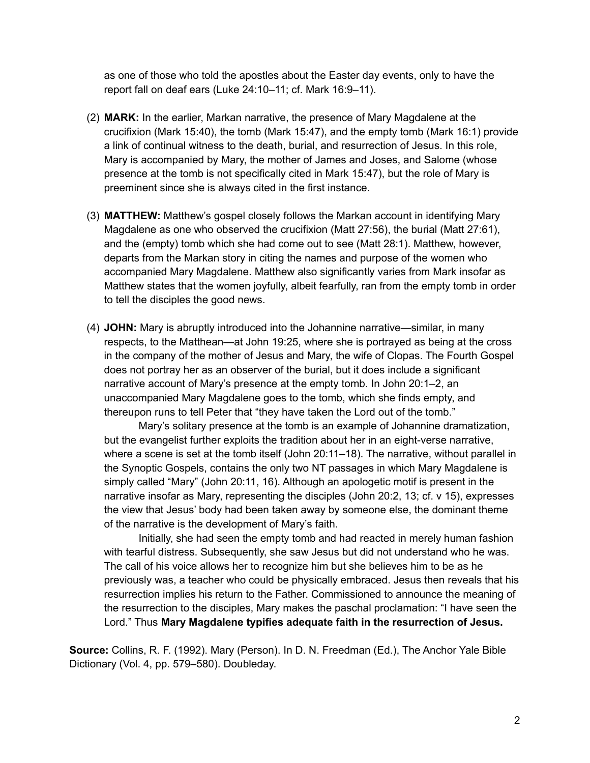as one of those who told the apostles about the Easter day events, only to have the report fall on deaf ears (Luke 24:10–11; cf. Mark 16:9–11).

(2) **MARK:** In the earlier, Markan narrative, the presence of Mary Magdalene at the crucifixion (Mark 15:40), the tomb (Mark 15:47), and the empty tomb (Mark 16:1) provide a link of continual witness to the death, burial, and resurrection of Jesus. In this role, Mary is accompanied by Mary, the mother of James and Joses, and Salome (whose presence at the tomb is not specifically cited in Mark 15:47), but the role of Mary is preeminent since she is always cited in the first instance.

(3) **MATTHEW:** Matthew's gospel closely follows the Markan account in identifying Mary Magdalene as one who observed the crucifixion (Matt 27:56), the burial (Matt 27:61), and the (empty) tomb which she had come out to see (Matt 28:1). Matthew, however, departs from the Markan story in citing the names and purpose of the women who accompanied Mary Magdalene. Matthew also significantly varies from Mark insofar as Matthew states that the women joyfully, albeit fearfully, ran from the empty tomb in order to tell the disciples the good news.

(4) **JOHN:** Mary is abruptly introduced into the Johannine narrative—similar, in many respects, to the Matthean—at John 19:25, where she is portrayed as being at the cross in the company of the mother of Jesus and Mary, the wife of Clopas. The Fourth Gospel does not portray her as an observer of the burial, but it does include a significant narrative account of Mary's presence at the empty tomb. In John 20:1–2, an unaccompanied Mary Magdalene goes to the tomb, which she finds empty, and thereupon runs to tell Peter that "they have taken the Lord out of the tomb."

Mary's solitary presence at the tomb is an example of Johannine dramatization, but the evangelist further exploits the tradition about her in an eight-verse narrative, where a scene is set at the tomb itself (John 20:11–18). The narrative, without parallel in the Synoptic Gospels, contains the only two NT passages in which Mary Magdalene is simply called "Mary" (John 20:11, 16). Although an apologetic motif is present in the narrative insofar as Mary, representing the disciples (John 20:2, 13; cf. v 15), expresses the view that Jesus' body had been taken away by someone else, the dominant theme of the narrative is the development of Mary's faith.

Initially, she had seen the empty tomb and had reacted in merely human fashion with tearful distress. Subsequently, she saw Jesus but did not understand who he was. The call of his voice allows her to recognize him but she believes him to be as he previously was, a teacher who could be physically embraced. Jesus then reveals that his resurrection implies his return to the Father. Commissioned to announce the meaning of the resurrection to the disciples, Mary makes the paschal proclamation: "I have seen the Lord." Thus **Mary Magdalene typifies adequate faith in the resurrection of Jesus.**

**Source:** Collins, R. F. (1992). Mary (Person). In D. N. Freedman (Ed.), The Anchor Yale Bible Dictionary (Vol. 4, pp. 579–580). Doubleday.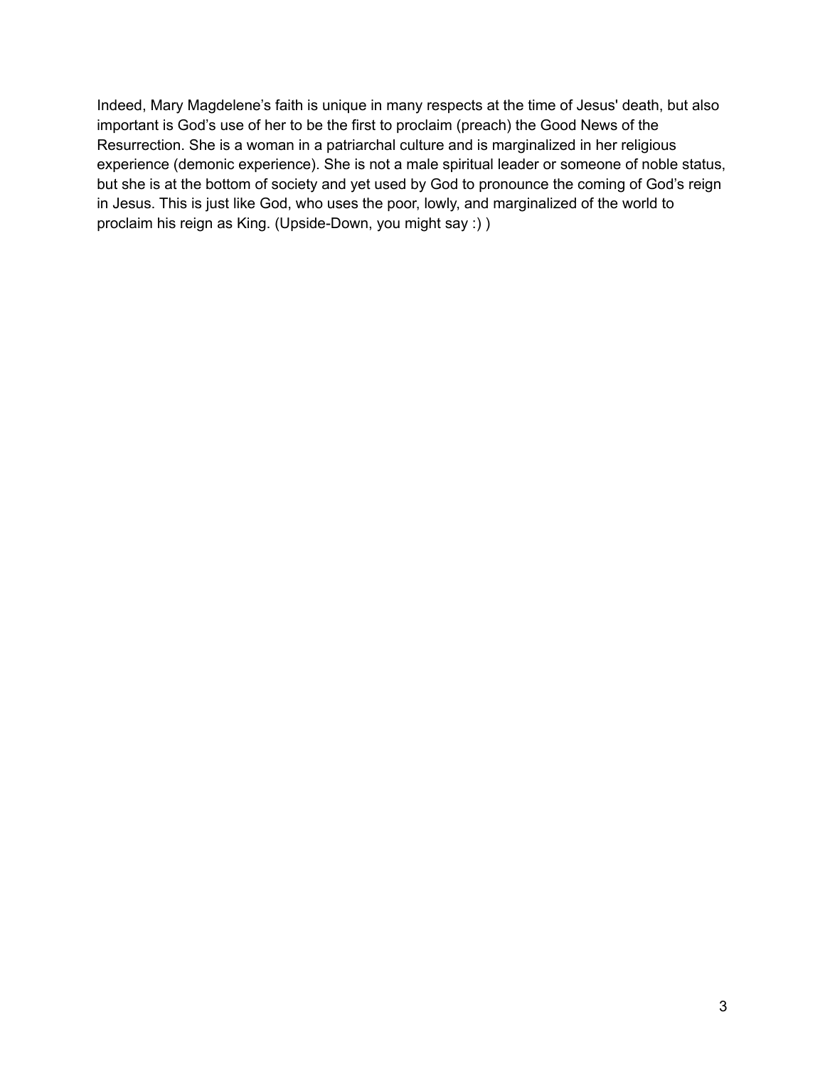Indeed, Mary Magdelene's faith is unique in many respects at the time of Jesus' death, but also important is God's use of her to be the first to proclaim (preach) the Good News of the Resurrection. She is a woman in a patriarchal culture and is marginalized in her religious experience (demonic experience). She is not a male spiritual leader or someone of noble status, but she is at the bottom of society and yet used by God to pronounce the coming of God's reign in Jesus. This is just like God, who uses the poor, lowly, and marginalized of the world to proclaim his reign as King. (Upside-Down, you might say :) )